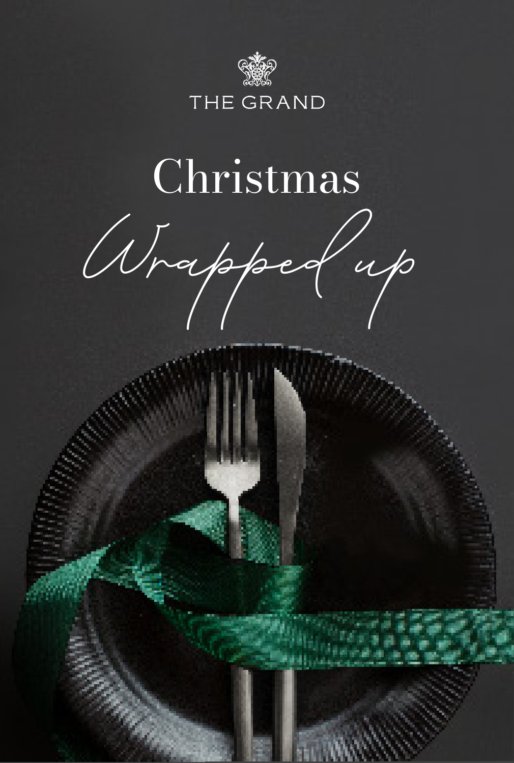THE GRAND

# Christmas

*Wrapped up*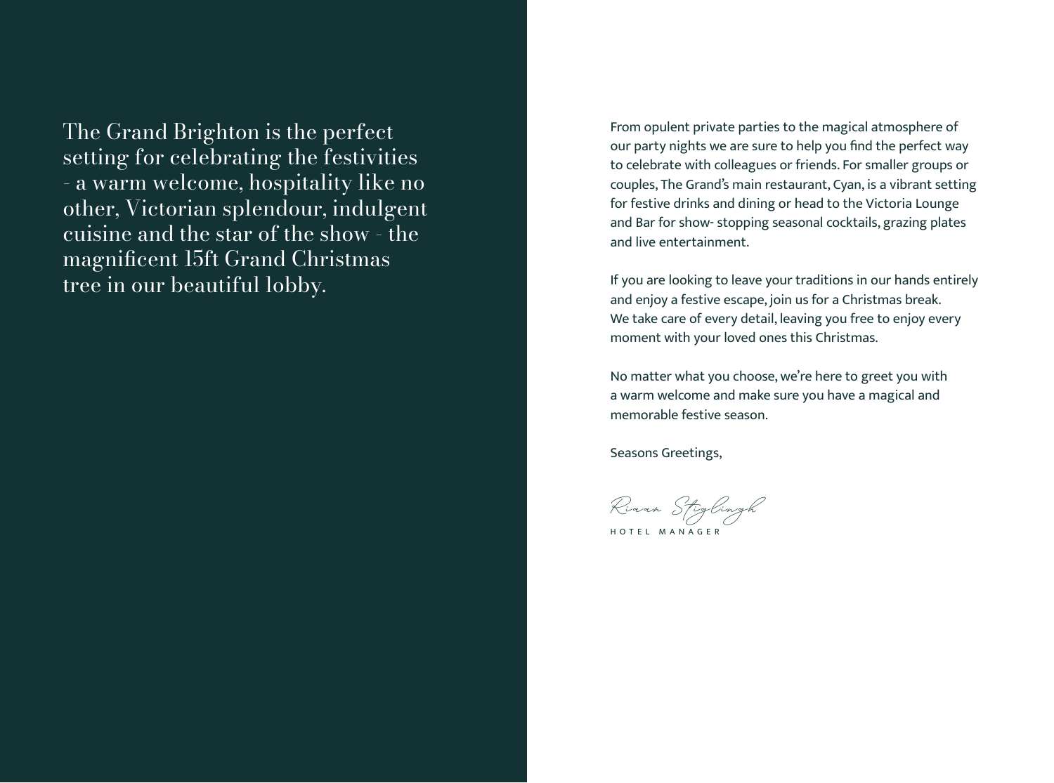The Grand Brighton is the perfect setting for celebrating the festivities - a warm welcome, hospitality like no other, Victorian splendour, indulgent cuisine and the star of the show - the magnificent 15ft Grand Christmas tree in our beautiful lobby.

From opulent private parties to the magical atmosphere of our party nights we are sure to help you find the perfect way to celebrate with colleagues or friends. For smaller groups or couples, The Grand's main restaurant, Cyan, is a vibrant setting for festive drinks and dining or head to the Victoria Lounge and Bar for show- stopping seasonal cocktails, grazing plates and live entertainment.

If you are looking to leave your traditions in our hands entirely and enjoy a festive escape, join us for a Christmas break. We take care of every detail, leaving you free to enjoy every moment with your loved ones this Christmas.

No matter what you choose, we're here to greet you with a warm welcome and make sure you have a magical and memorable festive season.

Seasons Greetings,

*Riaan Stiglingh*

HOTEL MANAGER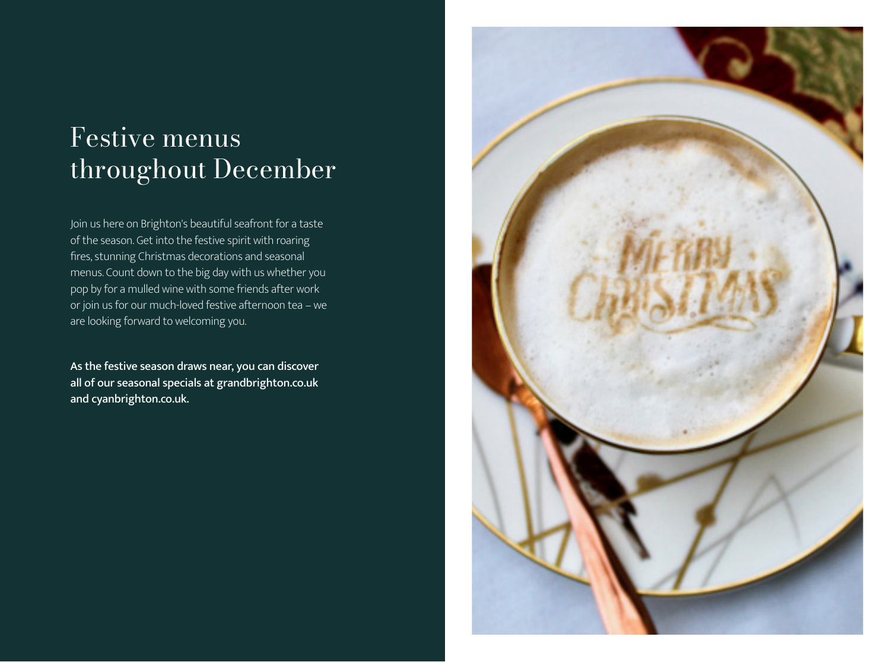# Festive menus throughout December

Join us here on Brighton's beautiful seafront for a taste of the season. Get into the festive spirit with roaring fires, stunning Christmas decorations and seasonal menus. Count down to the big day with us whether you pop by for a mulled wine with some friends after work or join us for our much-loved festive afternoon tea – we are looking forward to welcoming you.

**As the festive season draws near, you can discover all of our seasonal specials at grandbrighton.co.uk and cyanbrighton.co.uk.**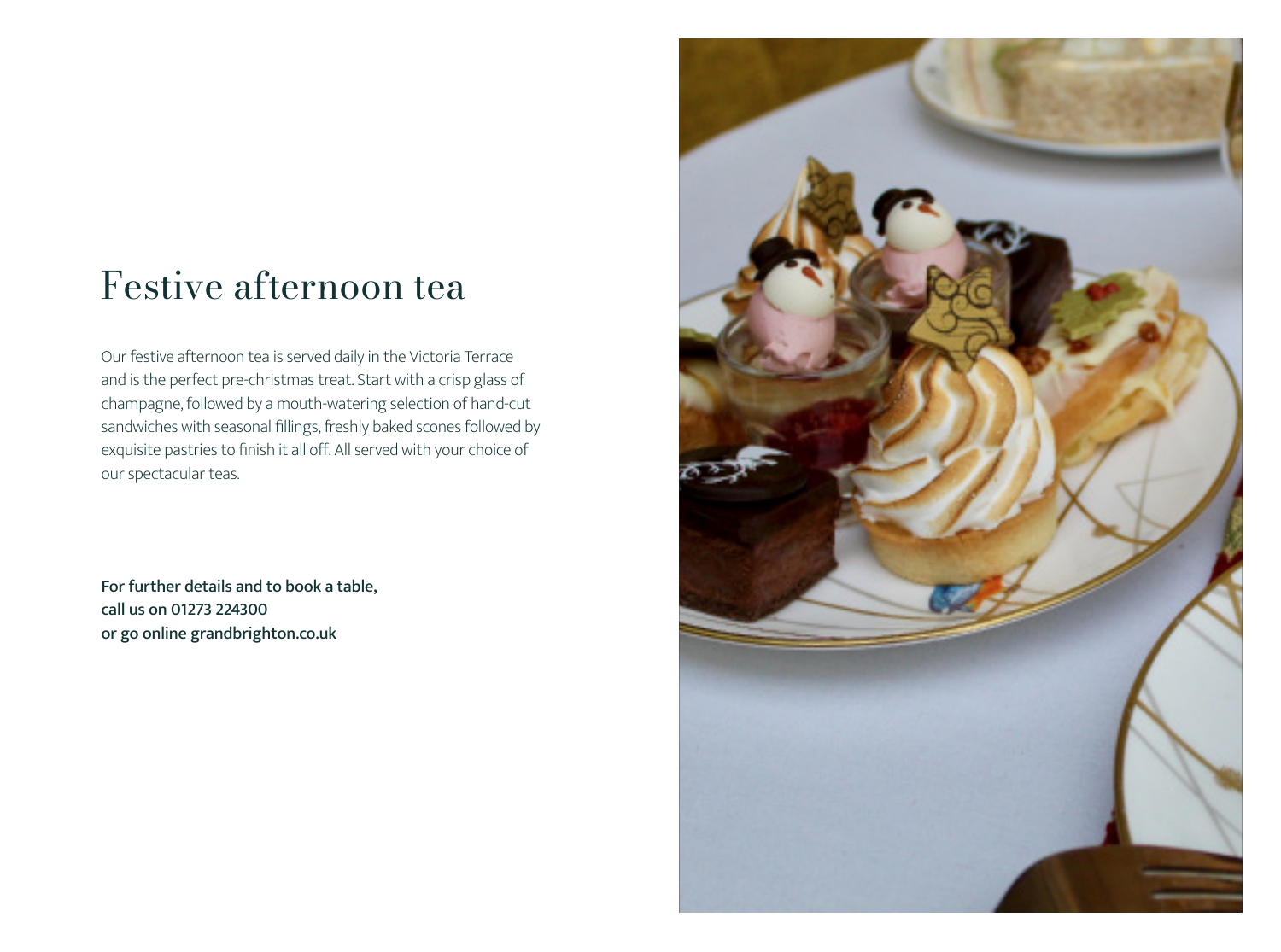# Festive afternoon tea

Our festive afternoon tea is served daily in the Victoria Terrace and is the perfect pre-christmas treat. Start with a crisp glass of champagne, followed by a mouth-watering selection of hand-cut sandwiches with seasonal fillings, freshly baked scones followed by exquisite pastries to finish it all off. All served with your choice of our spectacular teas.

**For further details and to book a table,**
**call us on 01273 224300**
**or go online grandbrighton.co.uk**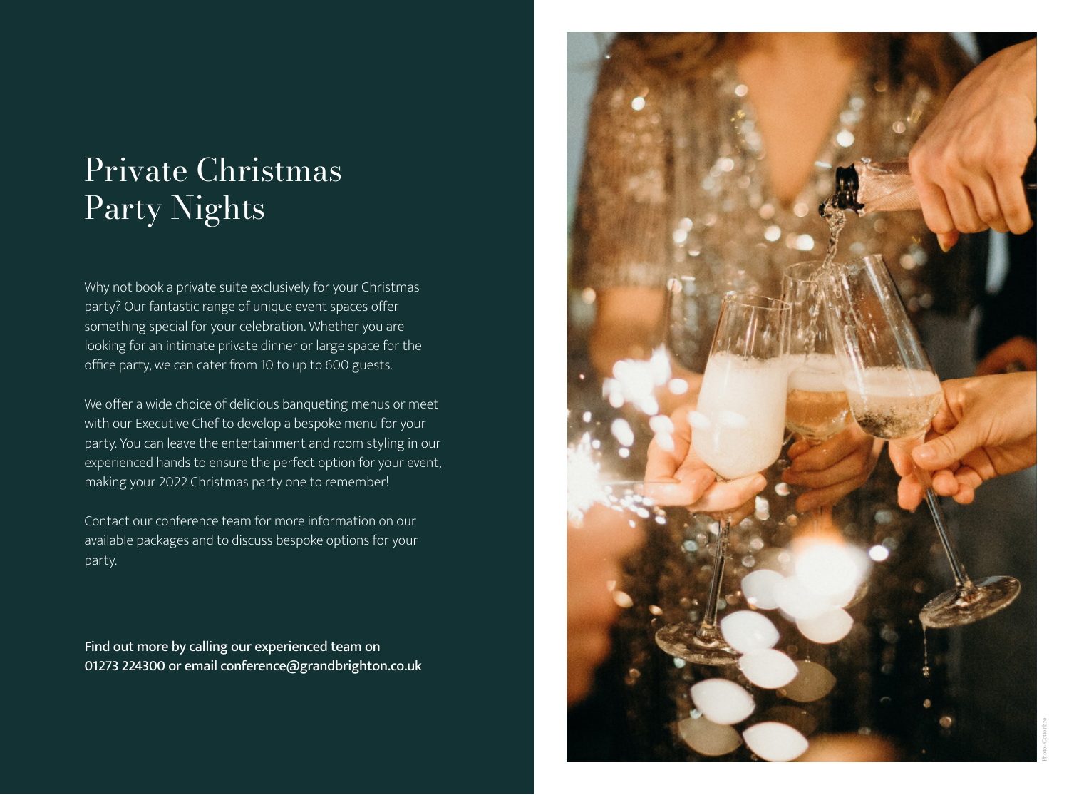# Private Christmas Party Nights

Why not book a private suite exclusively for your Christmas party? Our fantastic range of unique event spaces offer something special for your celebration. Whether you are looking for an intimate private dinner or large space for the office party, we can cater from 10 to up to 600 guests.

We offer a wide choice of delicious banqueting menus or meet with our Executive Chef to develop a bespoke menu for your party. You can leave the entertainment and room styling in our experienced hands to ensure the perfect option for your event, making your 2022 Christmas party one to remember!

Contact our conference team for more information on our available packages and to discuss bespoke options for your party.

**Find out more by calling our experienced team on 01273 224300 or email conference@grandbrighton.co.uk**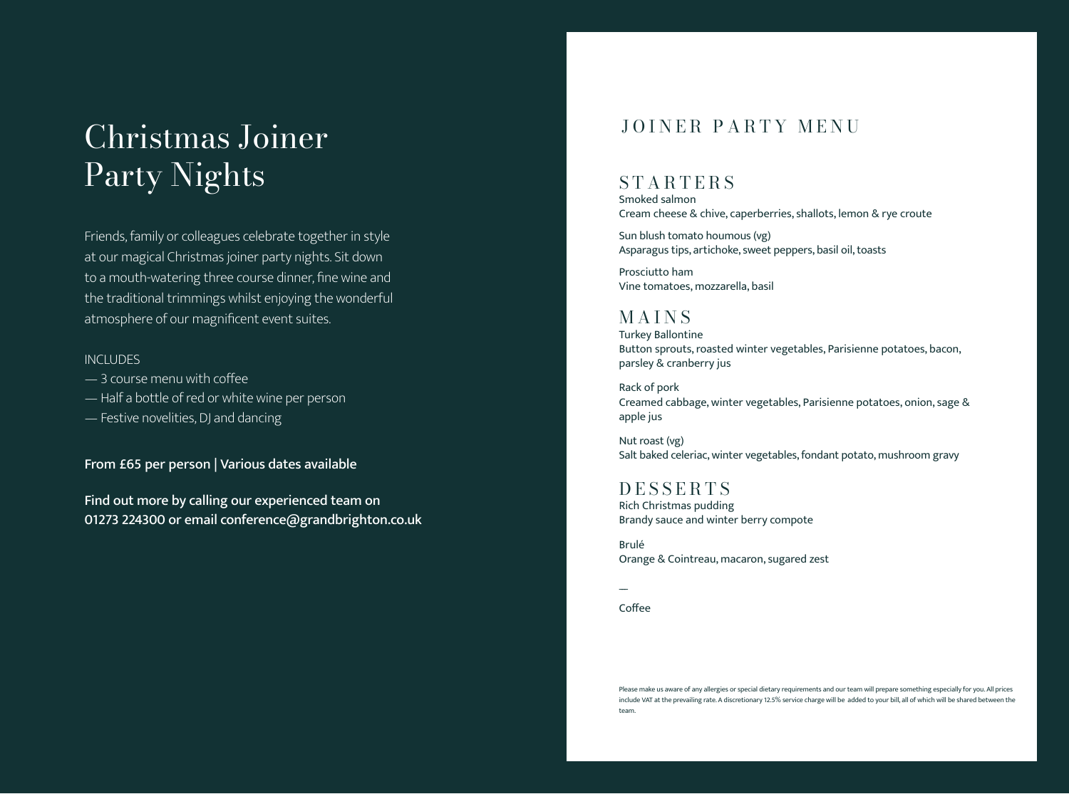# Christmas Joiner Party Nights

Friends, family or colleagues celebrate together in style at our magical Christmas joiner party nights. Sit down to a mouth-watering three course dinner, fine wine and the traditional trimmings whilst enjoying the wonderful atmosphere of our magnificent event suites.

INCLUDES

— 3 course menu with coffee
— Half a bottle of red or white wine per person
— Festive novelities, DJ and dancing

**From £65 per person | Various dates available**

**Find out more by calling our experienced team on 01273 224300 or email conference@grandbrighton.co.uk**

## JOINER PARTY MENU

### STARTERS

Smoked salmon
Cream cheese & chive, caperberries, shallots, lemon & rye croute

Sun blush tomato houmous (vg)
Asparagus tips, artichoke, sweet peppers, basil oil, toasts

Prosciutto ham
Vine tomatoes, mozzarella, basil

### MAINS

Turkey Ballontine
Button sprouts, roasted winter vegetables, Parisienne potatoes, bacon, parsley & cranberry jus

Rack of pork
Creamed cabbage, winter vegetables, Parisienne potatoes, onion, sage & apple jus

Nut roast (vg)
Salt baked celeriac, winter vegetables, fondant potato, mushroom gravy

### DESSERTS

Rich Christmas pudding
Brandy sauce and winter berry compote

Brulé
Orange & Cointreau, macaron, sugared zest

—

Coffee

Please make us aware of any allergies or special dietary requirements and our team will prepare something especially for you. All prices include VAT at the prevailing rate. A discretionary 12.5% service charge will be added to your bill, all of which will be shared between the team.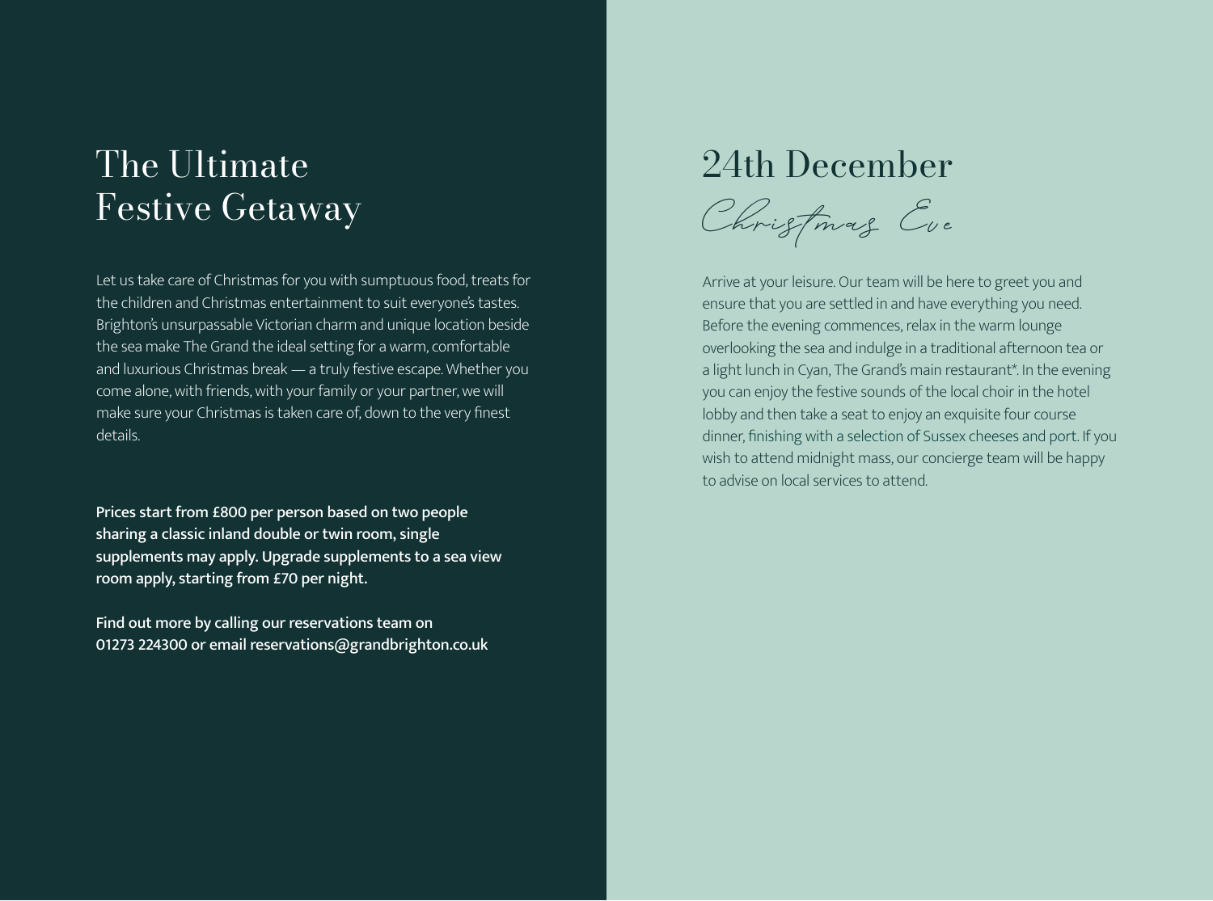# The Ultimate Festive Getaway

Let us take care of Christmas for you with sumptuous food, treats for the children and Christmas entertainment to suit everyone's tastes. Brighton's unsurpassable Victorian charm and unique location beside the sea make The Grand the ideal setting for a warm, comfortable and luxurious Christmas break — a truly festive escape. Whether you come alone, with friends, with your family or your partner, we will make sure your Christmas is taken care of, down to the very finest details.

**Prices start from £800 per person based on two people sharing a classic inland double or twin room, single supplements may apply. Upgrade supplements to a sea view room apply, starting from £70 per night.**

**Find out more by calling our reservations team on 01273 224300 or email reservations@grandbrighton.co.uk**

# 24th December

*Christmas Eve*

Arrive at your leisure. Our team will be here to greet you and ensure that you are settled in and have everything you need. Before the evening commences, relax in the warm lounge overlooking the sea and indulge in a traditional afternoon tea or a light lunch in Cyan, The Grand's main restaurant*. In the evening you can enjoy the festive sounds of the local choir in the hotel lobby and then take a seat to enjoy an exquisite four course dinner, finishing with a selection of Sussex cheeses and port. If you wish to attend midnight mass, our concierge team will be happy to advise on local services to attend.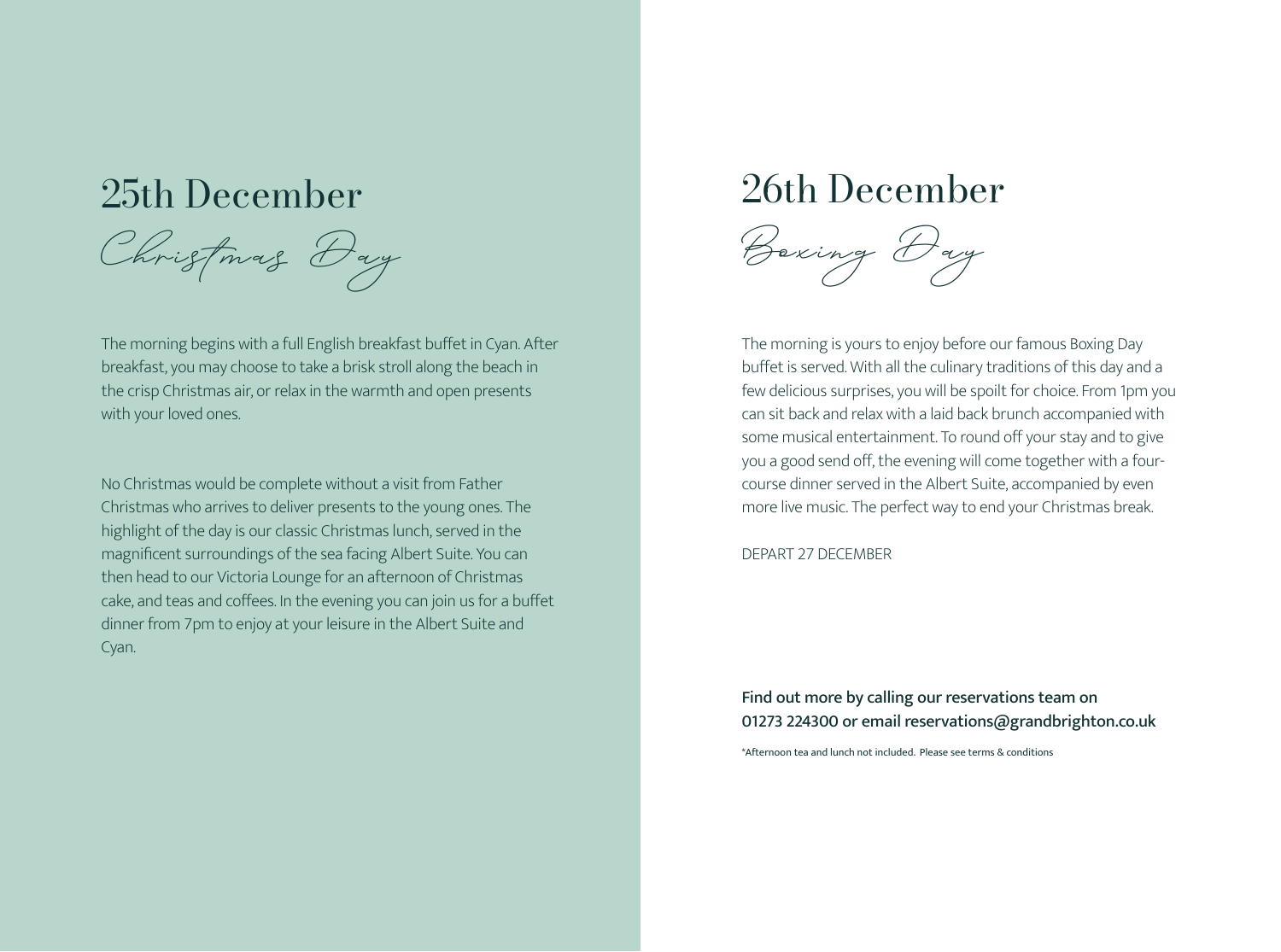## 25th December

### *Christmas Day*

The morning begins with a full English breakfast buffet in Cyan. After breakfast, you may choose to take a brisk stroll along the beach in the crisp Christmas air, or relax in the warmth and open presents with your loved ones.

No Christmas would be complete without a visit from Father Christmas who arrives to deliver presents to the young ones. The highlight of the day is our classic Christmas lunch, served in the magnificent surroundings of the sea facing Albert Suite. You can then head to our Victoria Lounge for an afternoon of Christmas cake, and teas and coffees. In the evening you can join us for a buffet dinner from 7pm to enjoy at your leisure in the Albert Suite and Cyan.

## 26th December

### *Boxing Day*

The morning is yours to enjoy before our famous Boxing Day buffet is served. With all the culinary traditions of this day and a few delicious surprises, you will be spoilt for choice. From 1pm you can sit back and relax with a laid back brunch accompanied with some musical entertainment. To round off your stay and to give you a good send off, the evening will come together with a four-course dinner served in the Albert Suite, accompanied by even more live music. The perfect way to end your Christmas break.

DEPART 27 DECEMBER

**Find out more by calling our reservations team on 01273 224300 or email reservations@grandbrighton.co.uk**

*Afternoon tea and lunch not included. Please see terms & conditions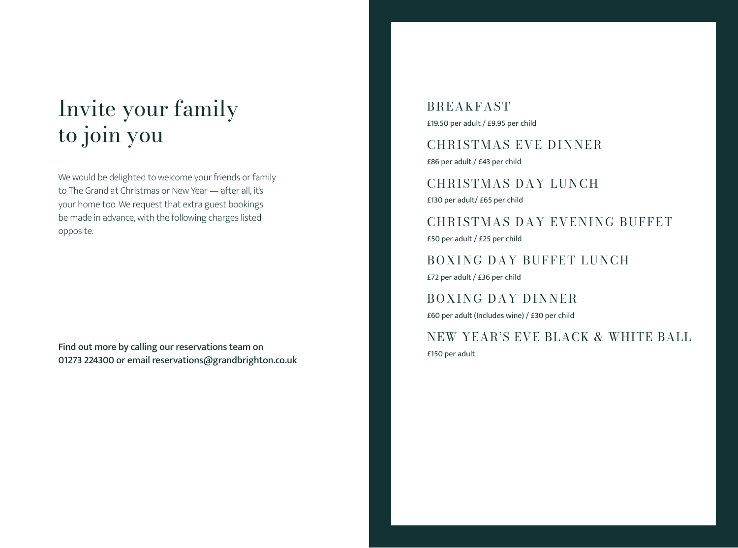# Invite your family to join you

We would be delighted to welcome your friends or family to The Grand at Christmas or New Year — after all, it's your home too. We request that extra guest bookings be made in advance, with the following charges listed opposite.

**Find out more by calling our reservations team on 01273 224300 or email reservations@grandbrighton.co.uk**

## BREAKFAST

£19.50 per adult / £9.95 per child

## CHRISTMAS EVE DINNER

£86 per adult / £43 per child

## CHRISTMAS DAY LUNCH

£130 per adult/ £65 per child

## CHRISTMAS DAY EVENING BUFFET

£50 per adult / £25 per child

## BOXING DAY BUFFET LUNCH

£72 per adult / £36 per child

## BOXING DAY DINNER

£60 per adult (Includes wine) / £30 per child

## NEW YEAR'S EVE BLACK & WHITE BALL

£150 per adult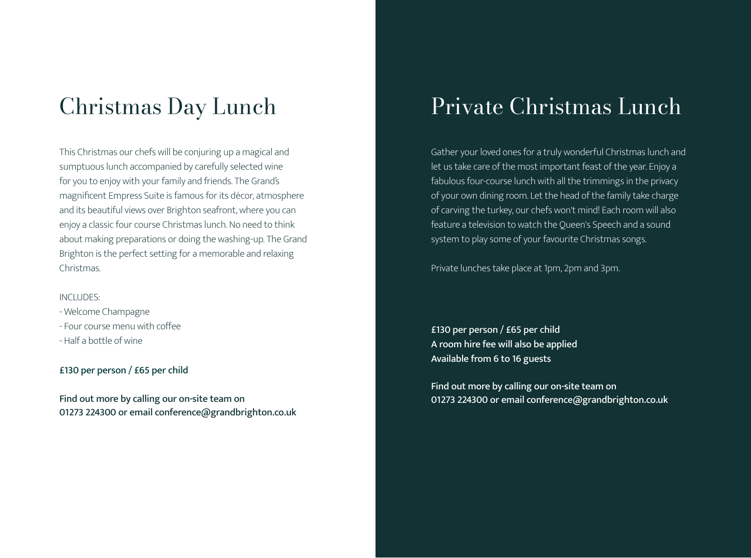# Christmas Day Lunch

This Christmas our chefs will be conjuring up a magical and sumptuous lunch accompanied by carefully selected wine for you to enjoy with your family and friends. The Grand's magnificent Empress Suite is famous for its décor, atmosphere and its beautiful views over Brighton seafront, where you can enjoy a classic four course Christmas lunch. No need to think about making preparations or doing the washing-up. The Grand Brighton is the perfect setting for a memorable and relaxing Christmas.

INCLUDES:
- Welcome Champagne
- Four course menu with coffee
- Half a bottle of wine

**£130 per person / £65 per child**

**Find out more by calling our on-site team on 01273 224300 or email conference@grandbrighton.co.uk**

# Private Christmas Lunch

Gather your loved ones for a truly wonderful Christmas lunch and let us take care of the most important feast of the year. Enjoy a fabulous four-course lunch with all the trimmings in the privacy of your own dining room. Let the head of the family take charge of carving the turkey, our chefs won't mind! Each room will also feature a television to watch the Queen's Speech and a sound system to play some of your favourite Christmas songs.

Private lunches take place at 1pm, 2pm and 3pm.

**£130 per person / £65 per child**
**A room hire fee will also be applied**
**Available from 6 to 16 guests**

**Find out more by calling our on-site team on 01273 224300 or email conference@grandbrighton.co.uk**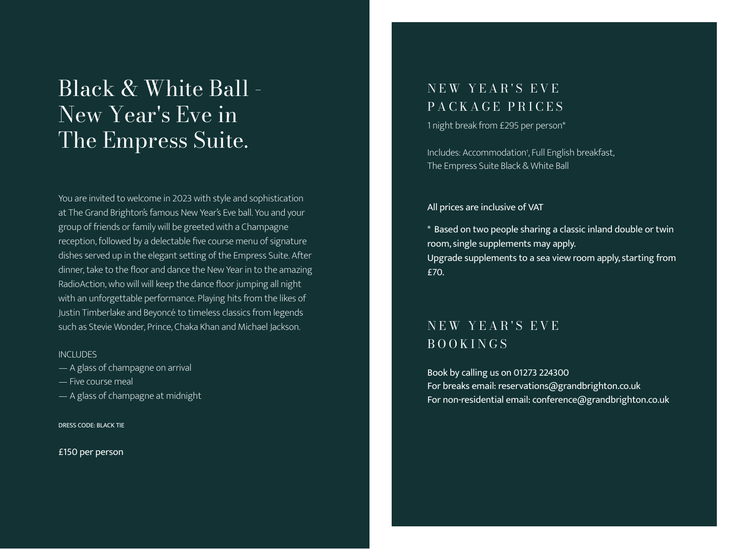# Black & White Ball - New Year's Eve in The Empress Suite.

You are invited to welcome in 2023 with style and sophistication at The Grand Brighton's famous New Year's Eve ball. You and your group of friends or family will be greeted with a Champagne reception, followed by a delectable five course menu of signature dishes served up in the elegant setting of the Empress Suite. After dinner, take to the floor and dance the New Year in to the amazing RadioAction, who will will keep the dance floor jumping all night with an unforgettable performance. Playing hits from the likes of Justin Timberlake and Beyoncé to timeless classics from legends such as Stevie Wonder, Prince, Chaka Khan and Michael Jackson.

INCLUDES

— A glass of champagne on arrival
— Five course meal
— A glass of champagne at midnight

DRESS CODE: BLACK TIE

£150 per person

## NEW YEAR'S EVE PACKAGE PRICES

1 night break from £295 per person*

Includes: Accommodation†, Full English breakfast, The Empress Suite Black & White Ball

All prices are inclusive of VAT

* Based on two people sharing a classic inland double or twin room, single supplements may apply.
Upgrade supplements to a sea view room apply, starting from £70.

## NEW YEAR'S EVE BOOKINGS

Book by calling us on 01273 224300
For breaks email: reservations@grandbrighton.co.uk
For non-residential email: conference@grandbrighton.co.uk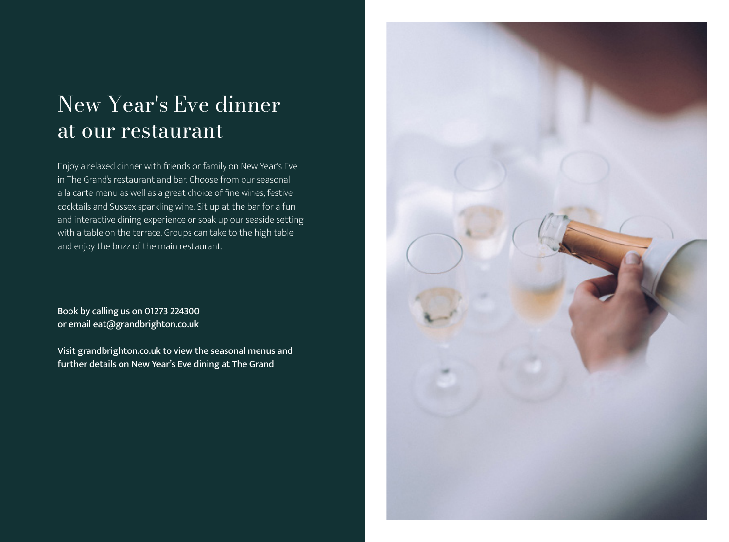# New Year's Eve dinner at our restaurant

Enjoy a relaxed dinner with friends or family on New Year's Eve in The Grand's restaurant and bar. Choose from our seasonal a la carte menu as well as a great choice of fine wines, festive cocktails and Sussex sparkling wine. Sit up at the bar for a fun and interactive dining experience or soak up our seaside setting with a table on the terrace. Groups can take to the high table and enjoy the buzz of the main restaurant.

**Book by calling us on 01273 224300**
**or email eat@grandbrighton.co.uk**

**Visit grandbrighton.co.uk to view the seasonal menus and further details on New Year's Eve dining at The Grand**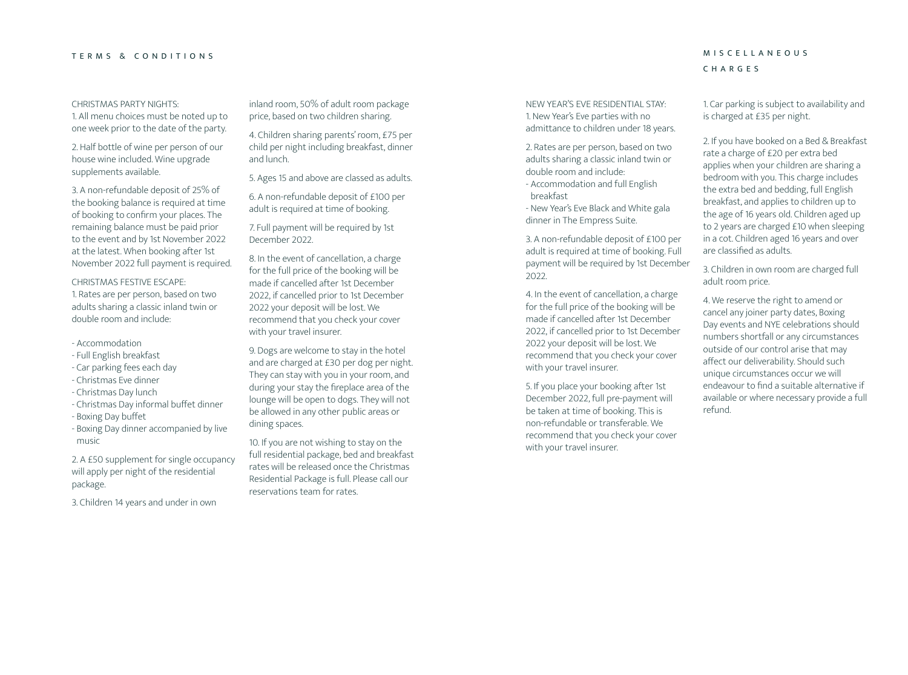## TERMS & CONDITIONS

CHRISTMAS PARTY NIGHTS:

1. All menu choices must be noted up to one week prior to the date of the party.

2. Half bottle of wine per person of our house wine included. Wine upgrade supplements available.

3. A non-refundable deposit of 25% of the booking balance is required at time of booking to confirm your places. The remaining balance must be paid prior to the event and by 1st November 2022 at the latest. When booking after 1st November 2022 full payment is required.

CHRISTMAS FESTIVE ESCAPE:

1. Rates are per person, based on two adults sharing a classic inland twin or double room and include:

- Accommodation
- Full English breakfast
- Car parking fees each day
- Christmas Eve dinner
- Christmas Day lunch
- Christmas Day informal buffet dinner
- Boxing Day buffet
- Boxing Day dinner accompanied by live music

2. A £50 supplement for single occupancy will apply per night of the residential package.

3. Children 14 years and under in own inland room, 50% of adult room package price, based on two children sharing.

4. Children sharing parents' room, £75 per child per night including breakfast, dinner and lunch.

5. Ages 15 and above are classed as adults.

6. A non-refundable deposit of £100 per adult is required at time of booking.

7. Full payment will be required by 1st December 2022.

8. In the event of cancellation, a charge for the full price of the booking will be made if cancelled after 1st December 2022, if cancelled prior to 1st December 2022 your deposit will be lost. We recommend that you check your cover with your travel insurer.

9. Dogs are welcome to stay in the hotel and are charged at £30 per dog per night. They can stay with you in your room, and during your stay the fireplace area of the lounge will be open to dogs. They will not be allowed in any other public areas or dining spaces.

10. If you are not wishing to stay on the full residential package, bed and breakfast rates will be released once the Christmas Residential Package is full. Please call our reservations team for rates.

NEW YEAR'S EVE RESIDENTIAL STAY:

1. New Year's Eve parties with no admittance to children under 18 years.

2. Rates are per person, based on two adults sharing a classic inland twin or double room and include:

- Accommodation and full English breakfast
- New Year's Eve Black and White gala dinner in The Empress Suite.

3. A non-refundable deposit of £100 per adult is required at time of booking. Full payment will be required by 1st December 2022.

4. In the event of cancellation, a charge for the full price of the booking will be made if cancelled after 1st December 2022, if cancelled prior to 1st December 2022 your deposit will be lost. We recommend that you check your cover with your travel insurer.

5. If you place your booking after 1st December 2022, full pre-payment will be taken at time of booking. This is non-refundable or transferable. We recommend that you check your cover with your travel insurer.

## MISCELLANEOUS CHARGES

1. Car parking is subject to availability and is charged at £35 per night.

2. If you have booked on a Bed & Breakfast rate a charge of £20 per extra bed applies when your children are sharing a bedroom with you. This charge includes the extra bed and bedding, full English breakfast, and applies to children up to the age of 16 years old. Children aged up to 2 years are charged £10 when sleeping in a cot. Children aged 16 years and over are classified as adults.

3. Children in own room are charged full adult room price.

4. We reserve the right to amend or cancel any joiner party dates, Boxing Day events and NYE celebrations should numbers shortfall or any circumstances outside of our control arise that may affect our deliverability. Should such unique circumstances occur we will endeavour to find a suitable alternative if available or where necessary provide a full refund.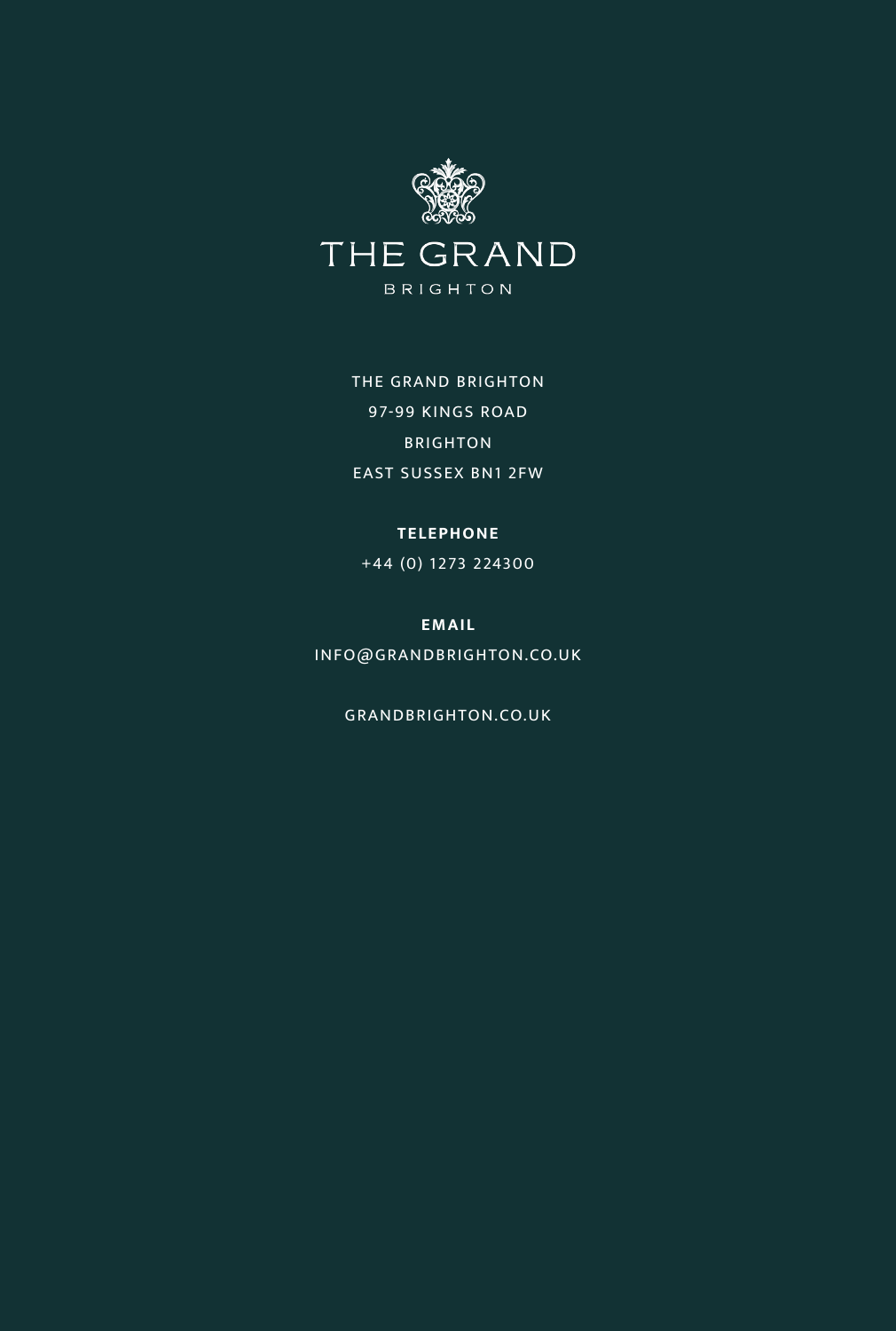THE GRAND

BRIGHTON

THE GRAND BRIGHTON
97-99 KINGS ROAD
BRIGHTON
EAST SUSSEX BN1 2FW

**TELEPHONE**

+44 (0) 1273 224300

**EMAIL**

INFO@GRANDBRIGHTON.CO.UK

GRANDBRIGHTON.CO.UK